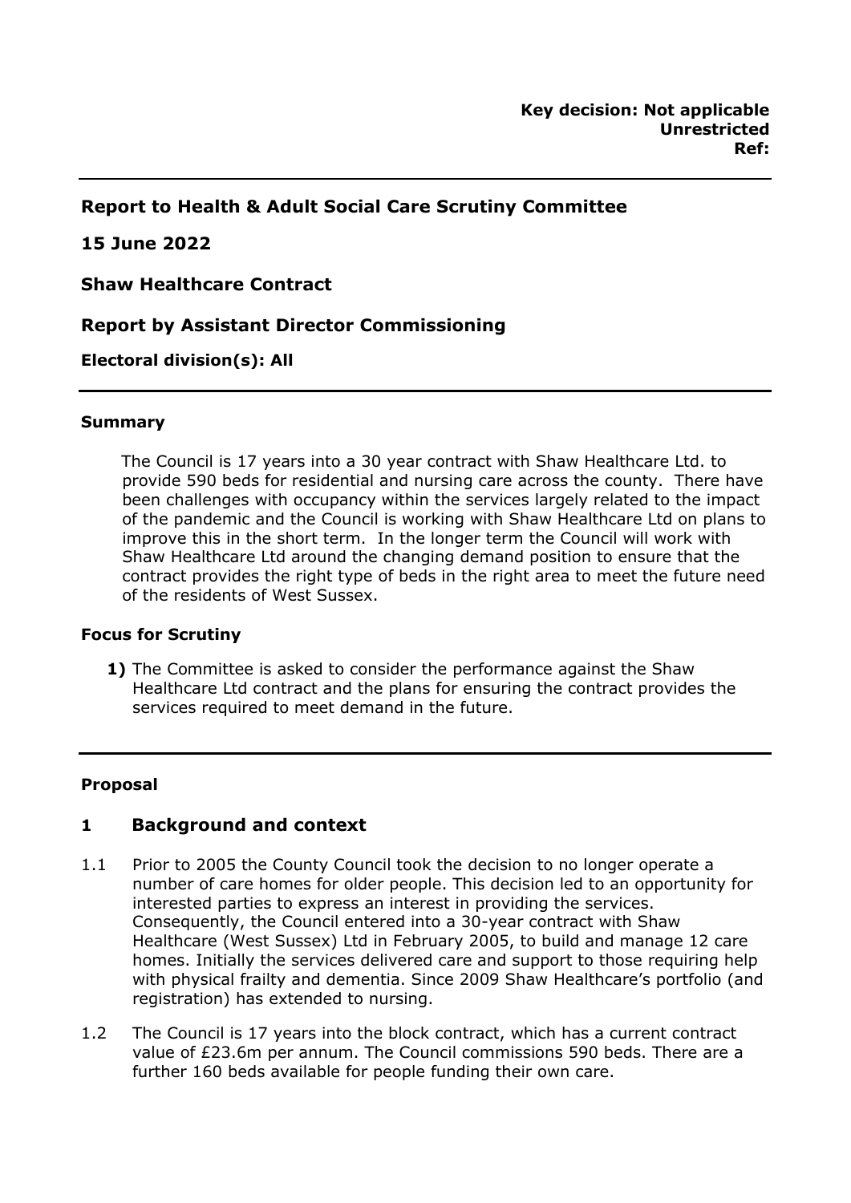**Key decision: Not applicable**
**Unrestricted**
**Ref:**

---

## Report to Health & Adult Social Care Scrutiny Committee

## 15 June 2022

## Shaw Healthcare Contract

## Report by Assistant Director Commissioning

**Electoral division(s): All**

---

### Summary

The Council is 17 years into a 30 year contract with Shaw Healthcare Ltd. to provide 590 beds for residential and nursing care across the county. There have been challenges with occupancy within the services largely related to the impact of the pandemic and the Council is working with Shaw Healthcare Ltd on plans to improve this in the short term. In the longer term the Council will work with Shaw Healthcare Ltd around the changing demand position to ensure that the contract provides the right type of beds in the right area to meet the future need of the residents of West Sussex.

### Focus for Scrutiny

**1)** The Committee is asked to consider the performance against the Shaw Healthcare Ltd contract and the plans for ensuring the contract provides the services required to meet demand in the future.

---

### Proposal

## 1 Background and context

1.1 Prior to 2005 the County Council took the decision to no longer operate a number of care homes for older people. This decision led to an opportunity for interested parties to express an interest in providing the services. Consequently, the Council entered into a 30-year contract with Shaw Healthcare (West Sussex) Ltd in February 2005, to build and manage 12 care homes. Initially the services delivered care and support to those requiring help with physical frailty and dementia. Since 2009 Shaw Healthcare's portfolio (and registration) has extended to nursing.

1.2 The Council is 17 years into the block contract, which has a current contract value of £23.6m per annum. The Council commissions 590 beds. There are a further 160 beds available for people funding their own care.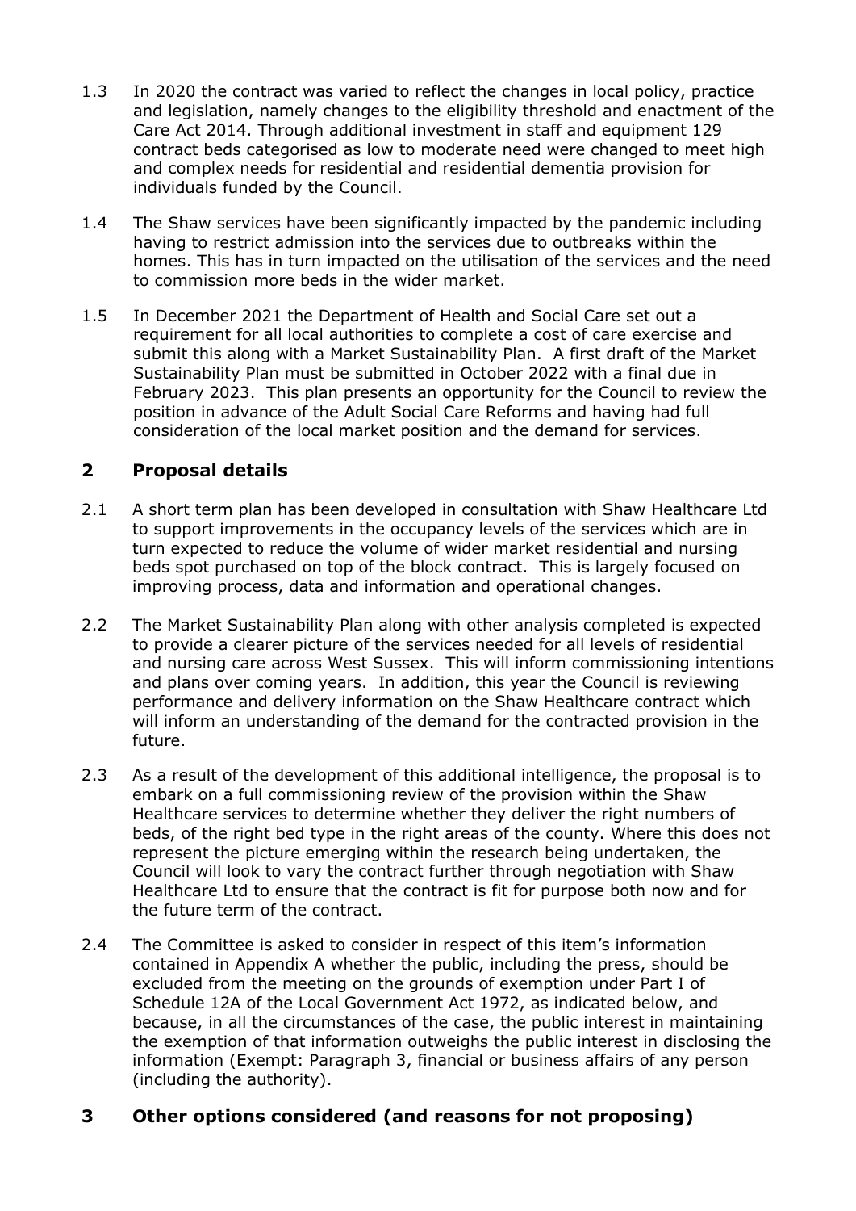1.3 In 2020 the contract was varied to reflect the changes in local policy, practice and legislation, namely changes to the eligibility threshold and enactment of the Care Act 2014. Through additional investment in staff and equipment 129 contract beds categorised as low to moderate need were changed to meet high and complex needs for residential and residential dementia provision for individuals funded by the Council.

1.4 The Shaw services have been significantly impacted by the pandemic including having to restrict admission into the services due to outbreaks within the homes. This has in turn impacted on the utilisation of the services and the need to commission more beds in the wider market.

1.5 In December 2021 the Department of Health and Social Care set out a requirement for all local authorities to complete a cost of care exercise and submit this along with a Market Sustainability Plan. A first draft of the Market Sustainability Plan must be submitted in October 2022 with a final due in February 2023. This plan presents an opportunity for the Council to review the position in advance of the Adult Social Care Reforms and having had full consideration of the local market position and the demand for services.

## 2 Proposal details

2.1 A short term plan has been developed in consultation with Shaw Healthcare Ltd to support improvements in the occupancy levels of the services which are in turn expected to reduce the volume of wider market residential and nursing beds spot purchased on top of the block contract. This is largely focused on improving process, data and information and operational changes.

2.2 The Market Sustainability Plan along with other analysis completed is expected to provide a clearer picture of the services needed for all levels of residential and nursing care across West Sussex. This will inform commissioning intentions and plans over coming years. In addition, this year the Council is reviewing performance and delivery information on the Shaw Healthcare contract which will inform an understanding of the demand for the contracted provision in the future.

2.3 As a result of the development of this additional intelligence, the proposal is to embark on a full commissioning review of the provision within the Shaw Healthcare services to determine whether they deliver the right numbers of beds, of the right bed type in the right areas of the county. Where this does not represent the picture emerging within the research being undertaken, the Council will look to vary the contract further through negotiation with Shaw Healthcare Ltd to ensure that the contract is fit for purpose both now and for the future term of the contract.

2.4 The Committee is asked to consider in respect of this item's information contained in Appendix A whether the public, including the press, should be excluded from the meeting on the grounds of exemption under Part I of Schedule 12A of the Local Government Act 1972, as indicated below, and because, in all the circumstances of the case, the public interest in maintaining the exemption of that information outweighs the public interest in disclosing the information (Exempt: Paragraph 3, financial or business affairs of any person (including the authority).

## 3 Other options considered (and reasons for not proposing)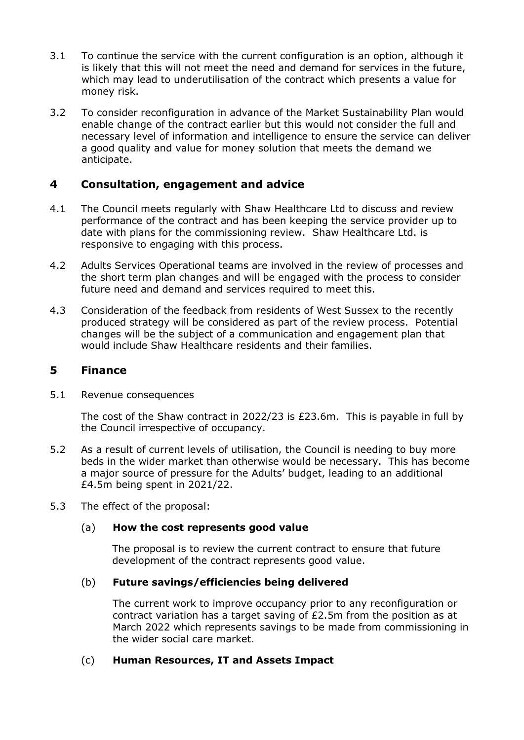3.1 To continue the service with the current configuration is an option, although it is likely that this will not meet the need and demand for services in the future, which may lead to underutilisation of the contract which presents a value for money risk.

3.2 To consider reconfiguration in advance of the Market Sustainability Plan would enable change of the contract earlier but this would not consider the full and necessary level of information and intelligence to ensure the service can deliver a good quality and value for money solution that meets the demand we anticipate.

## 4 Consultation, engagement and advice

4.1 The Council meets regularly with Shaw Healthcare Ltd to discuss and review performance of the contract and has been keeping the service provider up to date with plans for the commissioning review. Shaw Healthcare Ltd. is responsive to engaging with this process.

4.2 Adults Services Operational teams are involved in the review of processes and the short term plan changes and will be engaged with the process to consider future need and demand and services required to meet this.

4.3 Consideration of the feedback from residents of West Sussex to the recently produced strategy will be considered as part of the review process. Potential changes will be the subject of a communication and engagement plan that would include Shaw Healthcare residents and their families.

## 5 Finance

5.1 Revenue consequences

The cost of the Shaw contract in 2022/23 is £23.6m. This is payable in full by the Council irrespective of occupancy.

5.2 As a result of current levels of utilisation, the Council is needing to buy more beds in the wider market than otherwise would be necessary. This has become a major source of pressure for the Adults' budget, leading to an additional £4.5m being spent in 2021/22.

5.3 The effect of the proposal:

(a) **How the cost represents good value**

The proposal is to review the current contract to ensure that future development of the contract represents good value.

(b) **Future savings/efficiencies being delivered**

The current work to improve occupancy prior to any reconfiguration or contract variation has a target saving of £2.5m from the position as at March 2022 which represents savings to be made from commissioning in the wider social care market.

(c) **Human Resources, IT and Assets Impact**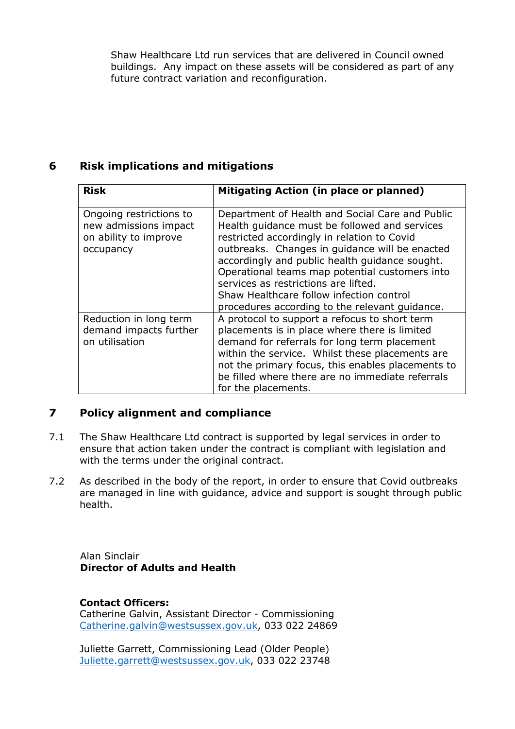Shaw Healthcare Ltd run services that are delivered in Council owned buildings. Any impact on these assets will be considered as part of any future contract variation and reconfiguration.

## 6 Risk implications and mitigations

| Risk | Mitigating Action (in place or planned) |
| --- | --- |
| Ongoing restrictions to new admissions impact on ability to improve occupancy | Department of Health and Social Care and Public Health guidance must be followed and services restricted accordingly in relation to Covid outbreaks. Changes in guidance will be enacted accordingly and public health guidance sought. Operational teams map potential customers into services as restrictions are lifted. Shaw Healthcare follow infection control procedures according to the relevant guidance. |
| Reduction in long term demand impacts further on utilisation | A protocol to support a refocus to short term placements is in place where there is limited demand for referrals for long term placement within the service. Whilst these placements are not the primary focus, this enables placements to be filled where there are no immediate referrals for the placements. |

## 7 Policy alignment and compliance

7.1 The Shaw Healthcare Ltd contract is supported by legal services in order to ensure that action taken under the contract is compliant with legislation and with the terms under the original contract.

7.2 As described in the body of the report, in order to ensure that Covid outbreaks are managed in line with guidance, advice and support is sought through public health.

Alan Sinclair
**Director of Adults and Health**

**Contact Officers:**
Catherine Galvin, Assistant Director - Commissioning
Catherine.galvin@westsussex.gov.uk, 033 022 24869

Juliette Garrett, Commissioning Lead (Older People)
Juliette.garrett@westsussex.gov.uk, 033 022 23748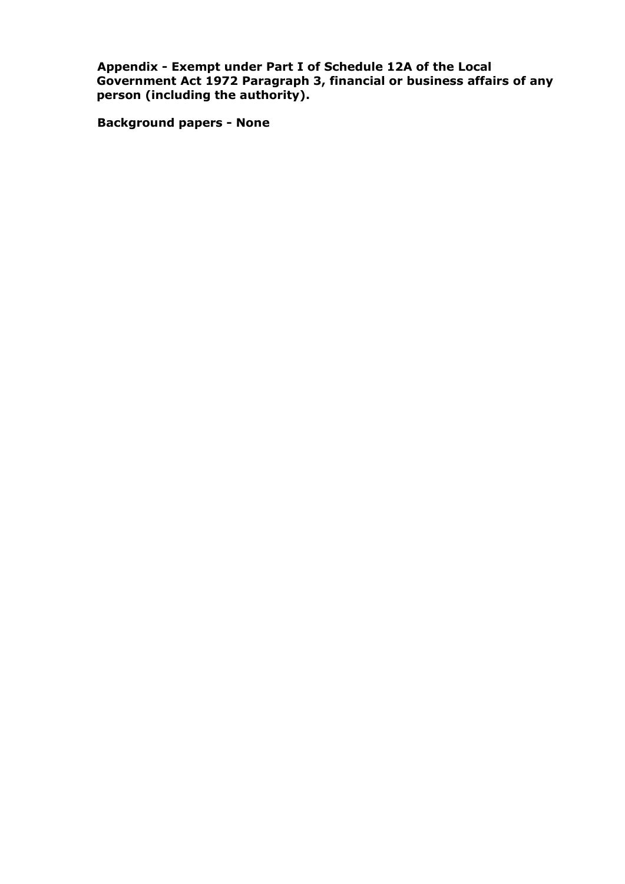**Appendix - Exempt under Part I of Schedule 12A of the Local Government Act 1972 Paragraph 3, financial or business affairs of any person (including the authority).**

**Background papers - None**